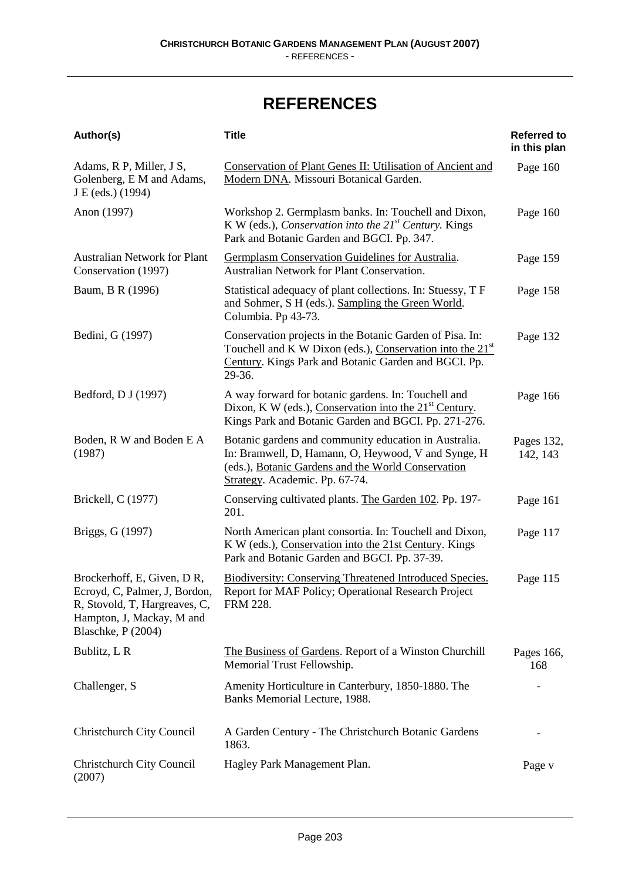# REFERENCES

| Author(s) | Title | Referred to in this plan |
|---|---|---|
| Adams, R P, Miller, J S, Golenberg, E M and Adams, J E (eds.) (1994) | Conservation of Plant Genes II: Utilisation of Ancient and Modern DNA. Missouri Botanical Garden. | Page 160 |
| Anon (1997) | Workshop 2. Germplasm banks. In: Touchell and Dixon, K W (eds.), *Conservation into the 21st Century.* Kings Park and Botanic Garden and BGCI. Pp. 347. | Page 160 |
| Australian Network for Plant Conservation (1997) | Germplasm Conservation Guidelines for Australia. Australian Network for Plant Conservation. | Page 159 |
| Baum, B R (1996) | Statistical adequacy of plant collections. In: Stuessy, T F and Sohmer, S H (eds.). Sampling the Green World. Columbia. Pp 43-73. | Page 158 |
| Bedini, G (1997) | Conservation projects in the Botanic Garden of Pisa. In: Touchell and K W Dixon (eds.), Conservation into the 21st Century. Kings Park and Botanic Garden and BGCI. Pp. 29-36. | Page 132 |
| Bedford, D J (1997) | A way forward for botanic gardens. In: Touchell and Dixon, K W (eds.), Conservation into the 21st Century. Kings Park and Botanic Garden and BGCI. Pp. 271-276. | Page 166 |
| Boden, R W and Boden E A (1987) | Botanic gardens and community education in Australia. In: Bramwell, D, Hamann, O, Heywood, V and Synge, H (eds.), Botanic Gardens and the World Conservation Strategy. Academic. Pp. 67-74. | Pages 132, 142, 143 |
| Brickell, C (1977) | Conserving cultivated plants. The Garden 102. Pp. 197-201. | Page 161 |
| Briggs, G (1997) | North American plant consortia. In: Touchell and Dixon, K W (eds.), Conservation into the 21st Century. Kings Park and Botanic Garden and BGCI. Pp. 37-39. | Page 117 |
| Brockerhoff, E, Given, D R, Ecroyd, C, Palmer, J, Bordon, R, Stovold, T, Hargreaves, C, Hampton, J, Mackay, M and Blaschke, P (2004) | Biodiversity: Conserving Threatened Introduced Species. Report for MAF Policy; Operational Research Project FRM 228. | Page 115 |
| Bublitz, L R | The Business of Gardens. Report of a Winston Churchill Memorial Trust Fellowship. | Pages 166, 168 |
| Challenger, S | Amenity Horticulture in Canterbury, 1850-1880. The Banks Memorial Lecture, 1988. | - |
| Christchurch City Council | A Garden Century - The Christchurch Botanic Gardens 1863. | - |
| Christchurch City Council (2007) | Hagley Park Management Plan. | Page v |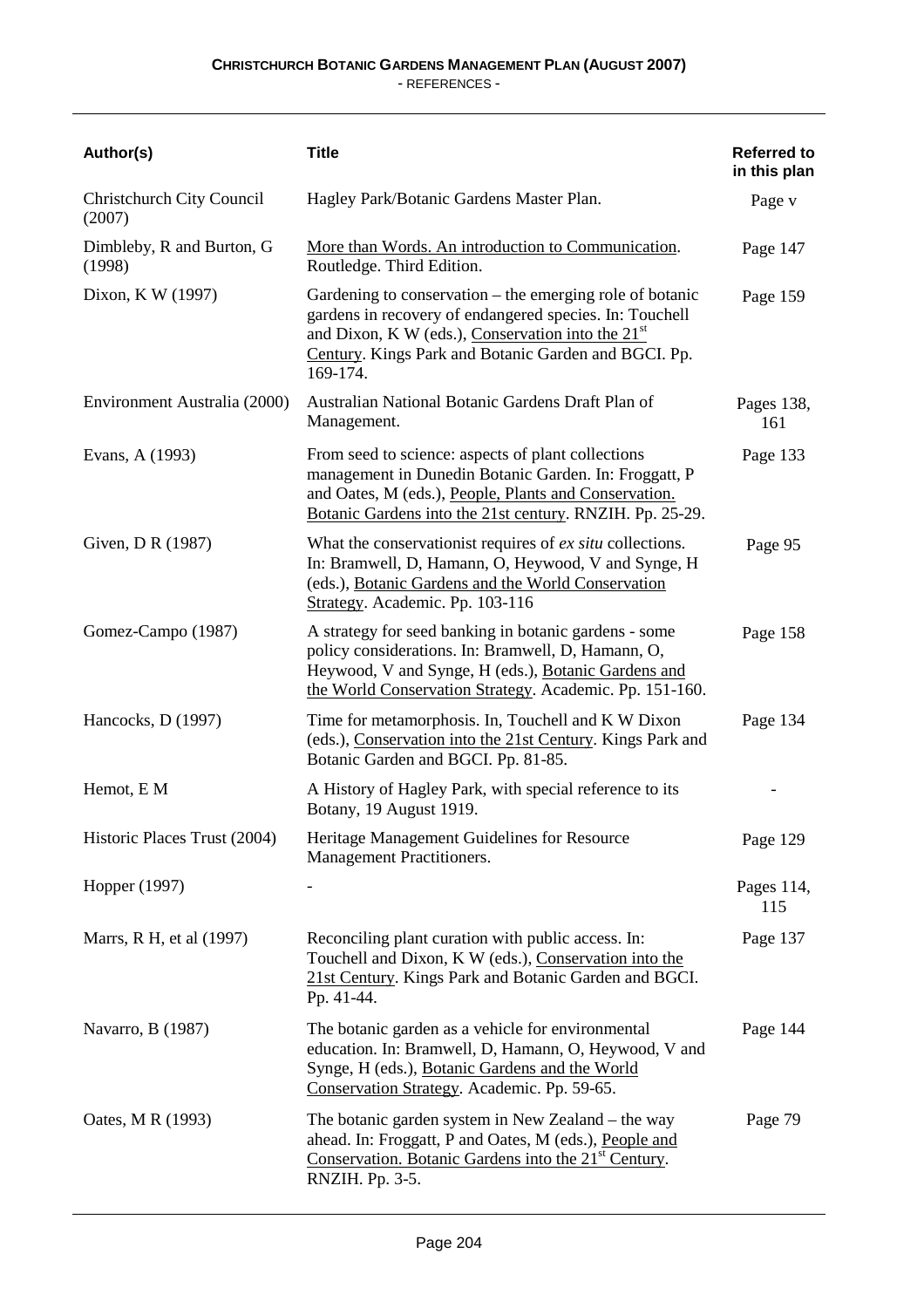| Author(s) | Title | Referred to in this plan |
|---|---|---|
| Christchurch City Council (2007) | Hagley Park/Botanic Gardens Master Plan. | Page v |
| Dimbleby, R and Burton, G (1998) | More than Words. An introduction to Communication. Routledge. Third Edition. | Page 147 |
| Dixon, K W (1997) | Gardening to conservation – the emerging role of botanic gardens in recovery of endangered species. In: Touchell and Dixon, K W (eds.), Conservation into the 21st Century. Kings Park and Botanic Garden and BGCI. Pp. 169-174. | Page 159 |
| Environment Australia (2000) | Australian National Botanic Gardens Draft Plan of Management. | Pages 138, 161 |
| Evans, A (1993) | From seed to science: aspects of plant collections management in Dunedin Botanic Garden. In: Froggatt, P and Oates, M (eds.), People, Plants and Conservation. Botanic Gardens into the 21st century. RNZIH. Pp. 25-29. | Page 133 |
| Given, D R (1987) | What the conservationist requires of *ex situ* collections. In: Bramwell, D, Hamann, O, Heywood, V and Synge, H (eds.), Botanic Gardens and the World Conservation Strategy. Academic. Pp. 103-116 | Page 95 |
| Gomez-Campo (1987) | A strategy for seed banking in botanic gardens - some policy considerations. In: Bramwell, D, Hamann, O, Heywood, V and Synge, H (eds.), Botanic Gardens and the World Conservation Strategy. Academic. Pp. 151-160. | Page 158 |
| Hancocks, D (1997) | Time for metamorphosis. In, Touchell and K W Dixon (eds.), Conservation into the 21st Century. Kings Park and Botanic Garden and BGCI. Pp. 81-85. | Page 134 |
| Hemot, E M | A History of Hagley Park, with special reference to its Botany, 19 August 1919. | - |
| Historic Places Trust (2004) | Heritage Management Guidelines for Resource Management Practitioners. | Page 129 |
| Hopper (1997) | - | Pages 114, 115 |
| Marrs, R H, et al (1997) | Reconciling plant curation with public access. In: Touchell and Dixon, K W (eds.), Conservation into the 21st Century. Kings Park and Botanic Garden and BGCI. Pp. 41-44. | Page 137 |
| Navarro, B (1987) | The botanic garden as a vehicle for environmental education. In: Bramwell, D, Hamann, O, Heywood, V and Synge, H (eds.), Botanic Gardens and the World Conservation Strategy. Academic. Pp. 59-65. | Page 144 |
| Oates, M R (1993) | The botanic garden system in New Zealand – the way ahead. In: Froggatt, P and Oates, M (eds.), People and Conservation. Botanic Gardens into the 21st Century. RNZIH. Pp. 3-5. | Page 79 |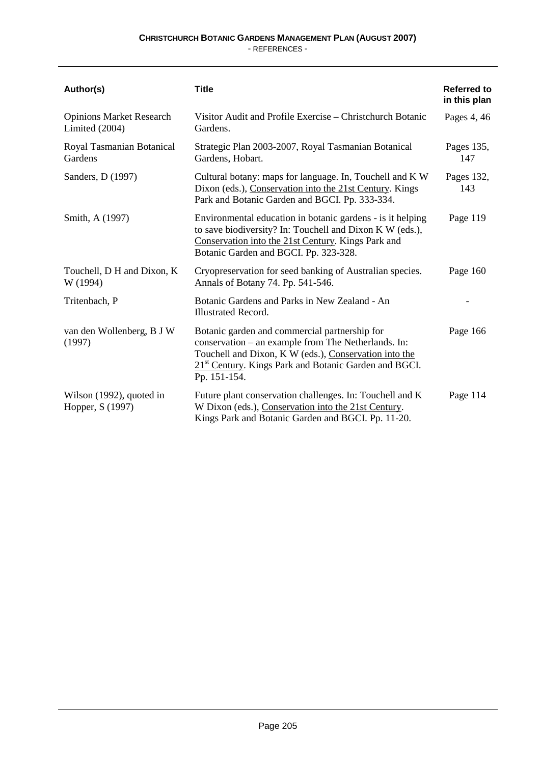| Author(s) | Title | Referred to in this plan |
|---|---|---|
| Opinions Market Research Limited (2004) | Visitor Audit and Profile Exercise – Christchurch Botanic Gardens. | Pages 4, 46 |
| Royal Tasmanian Botanical Gardens | Strategic Plan 2003-2007, Royal Tasmanian Botanical Gardens, Hobart. | Pages 135, 147 |
| Sanders, D (1997) | Cultural botany: maps for language. In, Touchell and K W Dixon (eds.), Conservation into the 21st Century. Kings Park and Botanic Garden and BGCI. Pp. 333-334. | Pages 132, 143 |
| Smith, A (1997) | Environmental education in botanic gardens - is it helping to save biodiversity? In: Touchell and Dixon K W (eds.), Conservation into the 21st Century. Kings Park and Botanic Garden and BGCI. Pp. 323-328. | Page 119 |
| Touchell, D H and Dixon, K W (1994) | Cryopreservation for seed banking of Australian species. Annals of Botany 74. Pp. 541-546. | Page 160 |
| Tritenbach, P | Botanic Gardens and Parks in New Zealand - An Illustrated Record. | - |
| van den Wollenberg, B J W (1997) | Botanic garden and commercial partnership for conservation – an example from The Netherlands. In: Touchell and Dixon, K W (eds.), Conservation into the 21st Century. Kings Park and Botanic Garden and BGCI. Pp. 151-154. | Page 166 |
| Wilson (1992), quoted in Hopper, S (1997) | Future plant conservation challenges. In: Touchell and K W Dixon (eds.), Conservation into the 21st Century. Kings Park and Botanic Garden and BGCI. Pp. 11-20. | Page 114 |